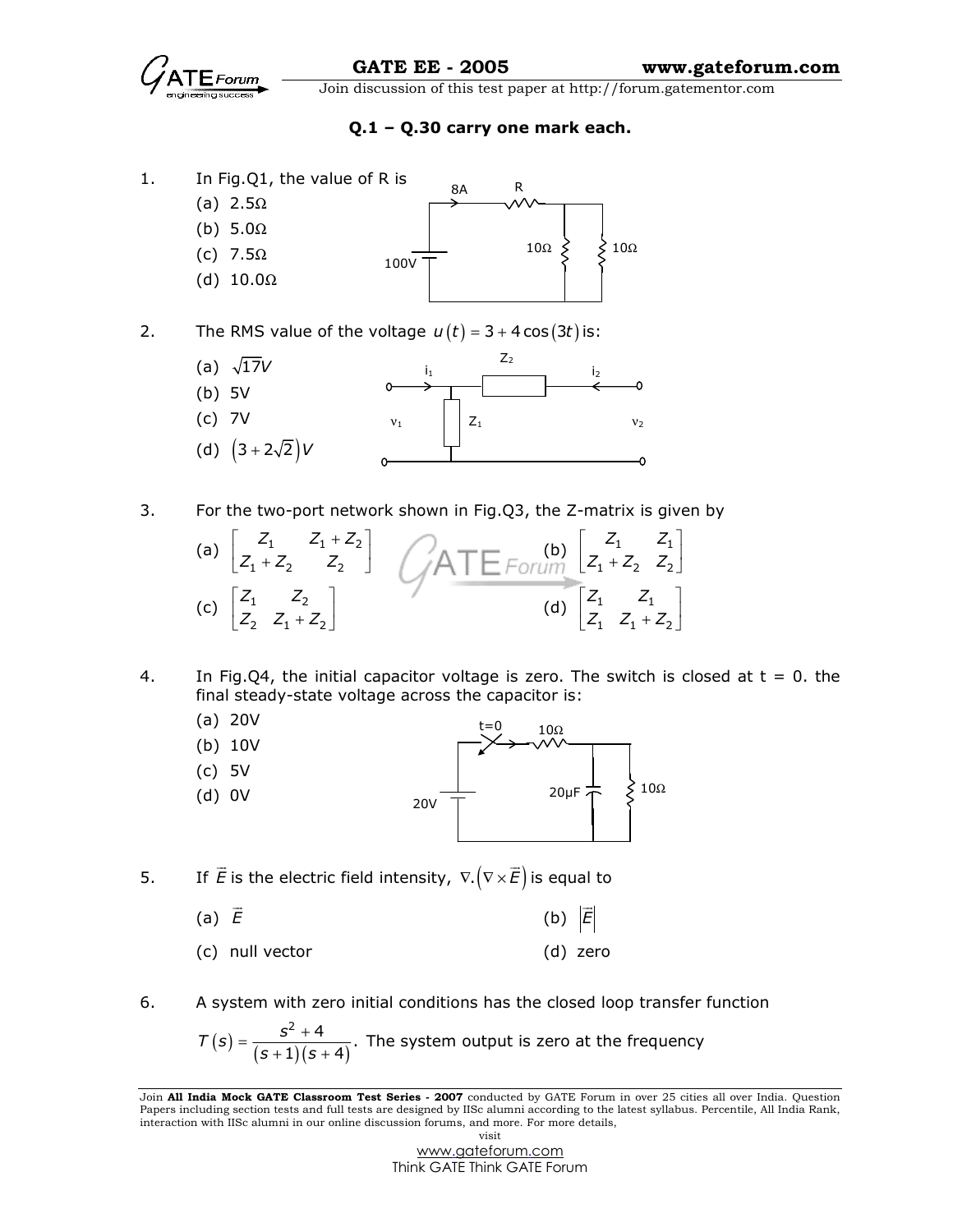**Q.1 – Q.30 carry one mark each.**

1. In Fig.Q1, the value of R is

   (a) 2.5Ω

   (b) 5.0Ω

   (c) 7.5Ω

   (d) 10.0Ω

2. The RMS value of the voltage $u(t) = 3 + 4\cos(3t)$ is:

   (a) $\sqrt{17}V$

   (b) 5V

   (c) 7V

   (d) $\left(3 + 2\sqrt{2}\right)V$

3. For the two-port network shown in Fig.Q3, the Z-matrix is given by

   (a) $\begin{bmatrix} Z_1 & Z_1 + Z_2 \\ Z_1 + Z_2 & Z_2 \end{bmatrix}$

   (b) $\begin{bmatrix} Z_1 & Z_1 \\ Z_1 + Z_2 & Z_2 \end{bmatrix}$

   (c) $\begin{bmatrix} Z_1 & Z_2 \\ Z_2 & Z_1 + Z_2 \end{bmatrix}$

   (d) $\begin{bmatrix} Z_1 & Z_1 \\ Z_1 & Z_1 + Z_2 \end{bmatrix}$

4. In Fig.Q4, the initial capacitor voltage is zero. The switch is closed at t = 0. the final steady-state voltage across the capacitor is:

   (a) 20V

   (b) 10V

   (c) 5V

   (d) 0V

5. If $\vec{E}$ is the electric field intensity, $\nabla.\left(\nabla \times \vec{E}\right)$ is equal to

   (a) $\vec{E}$

   (b) $\left|\vec{E}\right|$

   (c) null vector

   (d) zero

6. A system with zero initial conditions has the closed loop transfer function $T(s) = \dfrac{s^2 + 4}{(s+1)(s+4)}$. The system output is zero at the frequency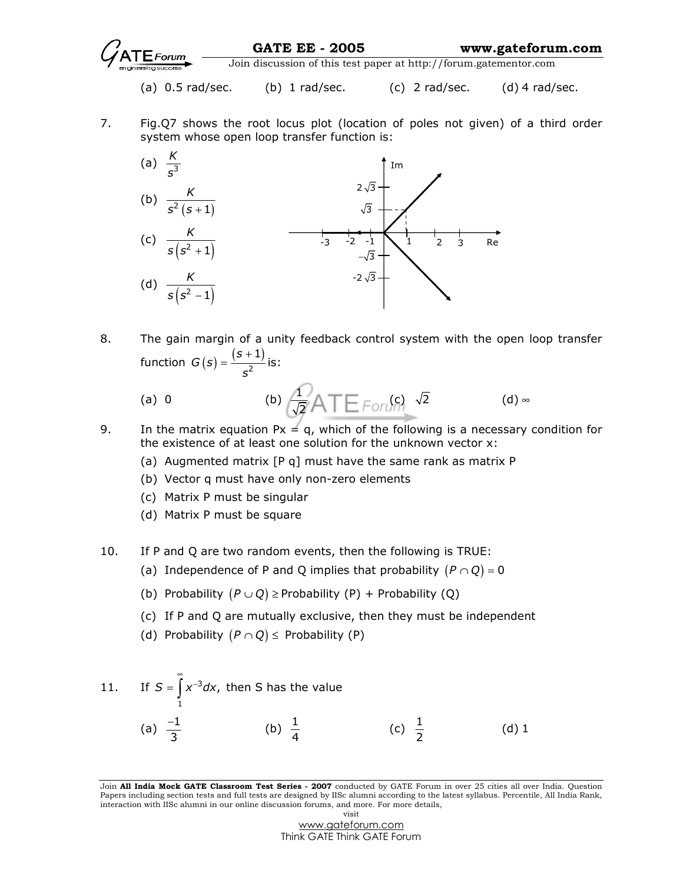(a) 0.5 rad/sec. (b) 1 rad/sec. (c) 2 rad/sec. (d) 4 rad/sec.

7. Fig.Q7 shows the root locus plot (location of poles not given) of a third order system whose open loop transfer function is:

(a) $\frac{K}{s^3}$

(b) $\frac{K}{s^2(s+1)}$

(c) $\frac{K}{s(s^2+1)}$

(d) $\frac{K}{s(s^2-1)}$

8. The gain margin of a unity feedback control system with the open loop transfer function $G(s) = \frac{(s+1)}{s^2}$ is:

(a) 0 (b) $\frac{1}{\sqrt{2}}$ (c) $\sqrt{2}$ (d) $\infty$

9. In the matrix equation Px = q, which of the following is a necessary condition for the existence of at least one solution for the unknown vector x:

(a) Augmented matrix [P q] must have the same rank as matrix P
(b) Vector q must have only non-zero elements
(c) Matrix P must be singular
(d) Matrix P must be square

10. If P and Q are two random events, then the following is TRUE:

(a) Independence of P and Q implies that probability $(P \cap Q) = 0$
(b) Probability $(P \cup Q) \geq$ Probability (P) + Probability (Q)
(c) If P and Q are mutually exclusive, then they must be independent
(d) Probability $(P \cap Q) \leq$ Probability (P)

11. If $S = \int_1^{\infty} x^{-3} dx$, then S has the value

(a) $\frac{-1}{3}$ (b) $\frac{1}{4}$ (c) $\frac{1}{2}$ (d) 1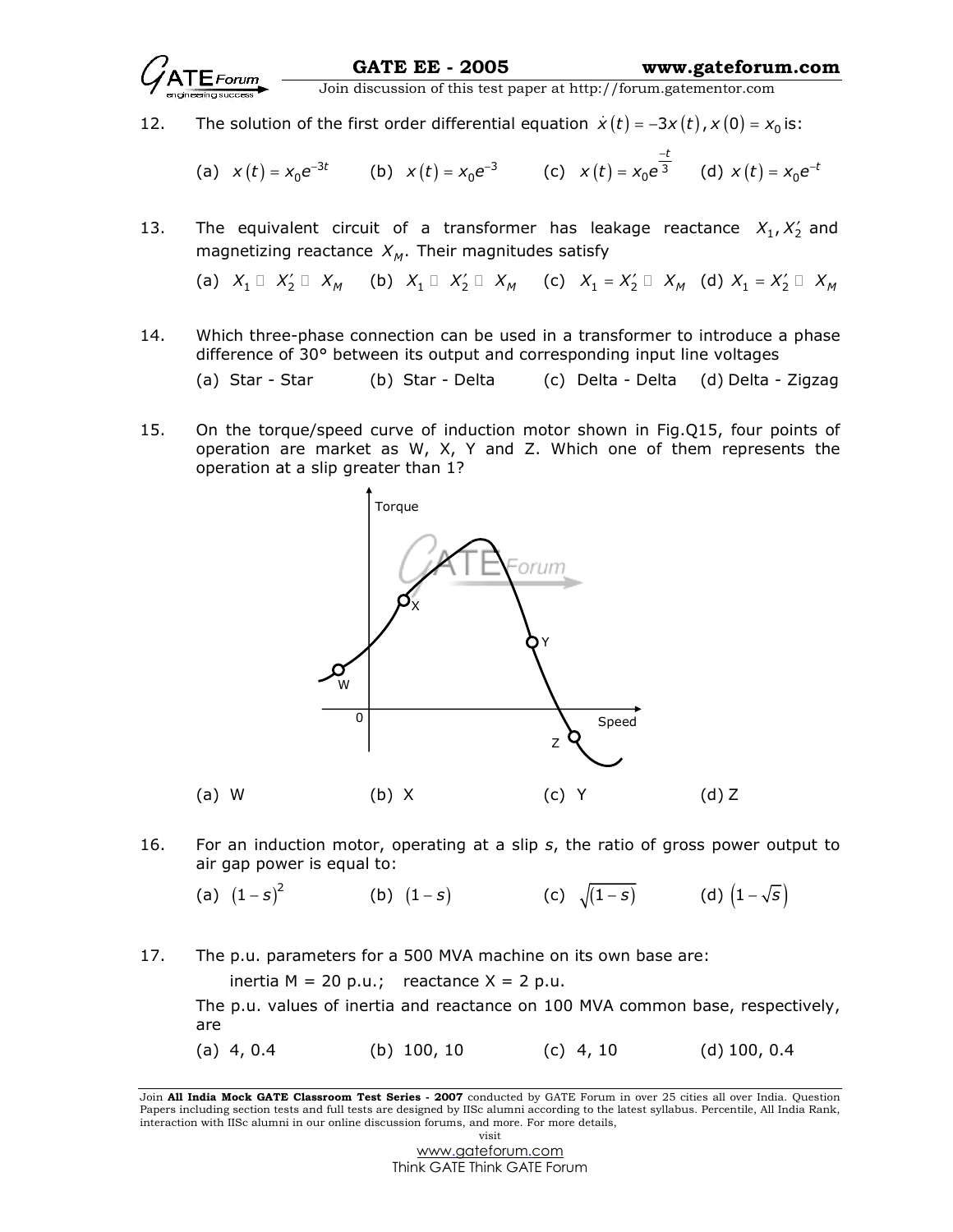12. The solution of the first order differential equation $\dot{x}(t) = -3x(t)$, $x(0) = x_0$ is:

    (a) $x(t) = x_0 e^{-3t}$ (b) $x(t) = x_0 e^{-3}$ (c) $x(t) = x_0 e^{\frac{-t}{3}}$ (d) $x(t) = x_0 e^{-t}$

13. The equivalent circuit of a transformer has leakage reactance $X_1, X_2'$ and magnetizing reactance $X_M$. Their magnitudes satisfy

    (a) $X_1 \gg X_2' \gg X_M$ (b) $X_1 \ll X_2' \ll X_M$ (c) $X_1 = X_2' \gg X_M$ (d) $X_1 = X_2' \ll X_M$

14. Which three-phase connection can be used in a transformer to introduce a phase difference of 30° between its output and corresponding input line voltages

    (a) Star - Star (b) Star - Delta (c) Delta - Delta (d) Delta - Zigzag

15. On the torque/speed curve of induction motor shown in Fig.Q15, four points of operation are market as W, X, Y and Z. Which one of them represents the operation at a slip greater than 1?

    (a) W (b) X (c) Y (d) Z

16. For an induction motor, operating at a slip $s$, the ratio of gross power output to air gap power is equal to:

    (a) $(1-s)^2$ (b) $(1-s)$ (c) $\sqrt{(1-s)}$ (d) $\left(1-\sqrt{s}\right)$

17. The p.u. parameters for a 500 MVA machine on its own base are:

    inertia M = 20 p.u.; reactance X = 2 p.u.

    The p.u. values of inertia and reactance on 100 MVA common base, respectively, are

    (a) 4, 0.4 (b) 100, 10 (c) 4, 10 (d) 100, 0.4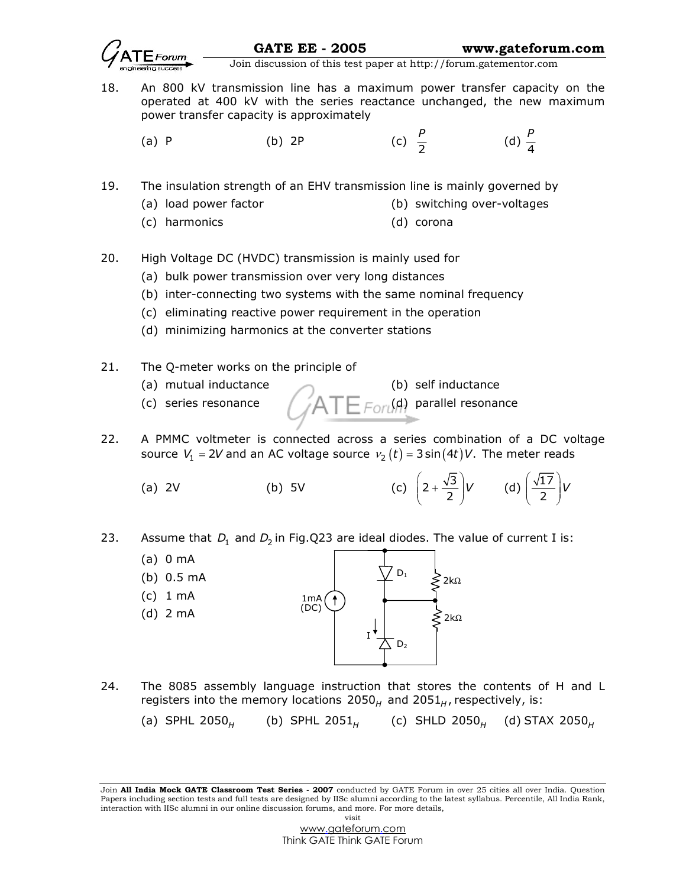18. An 800 kV transmission line has a maximum power transfer capacity on the operated at 400 kV with the series reactance unchanged, the new maximum power transfer capacity is approximately

    (a) P (b) 2P (c) $\frac{P}{2}$ (d) $\frac{P}{4}$

19. The insulation strength of an EHV transmission line is mainly governed by

    (a) load power factor
    (b) switching over-voltages
    (c) harmonics
    (d) corona

20. High Voltage DC (HVDC) transmission is mainly used for

    (a) bulk power transmission over very long distances
    (b) inter-connecting two systems with the same nominal frequency
    (c) eliminating reactive power requirement in the operation
    (d) minimizing harmonics at the converter stations

21. The Q-meter works on the principle of

    (a) mutual inductance
    (b) self inductance
    (c) series resonance
    (d) parallel resonance

22. A PMMC voltmeter is connected across a series combination of a DC voltage source $V_1 = 2V$ and an AC voltage source $v_2(t) = 3\sin(4t)V$. The meter reads

    (a) 2V (b) 5V (c) $\left(2 + \frac{\sqrt{3}}{2}\right)V$ (d) $\left(\frac{\sqrt{17}}{2}\right)V$

23. Assume that $D_1$ and $D_2$ in Fig.Q23 are ideal diodes. The value of current I is:

    (a) 0 mA
    (b) 0.5 mA
    (c) 1 mA
    (d) 2 mA

24. The 8085 assembly language instruction that stores the contents of H and L registers into the memory locations $2050_H$ and $2051_H$, respectively, is:

    (a) SPHL $2050_H$ (b) SPHL $2051_H$ (c) SHLD $2050_H$ (d) STAX $2050_H$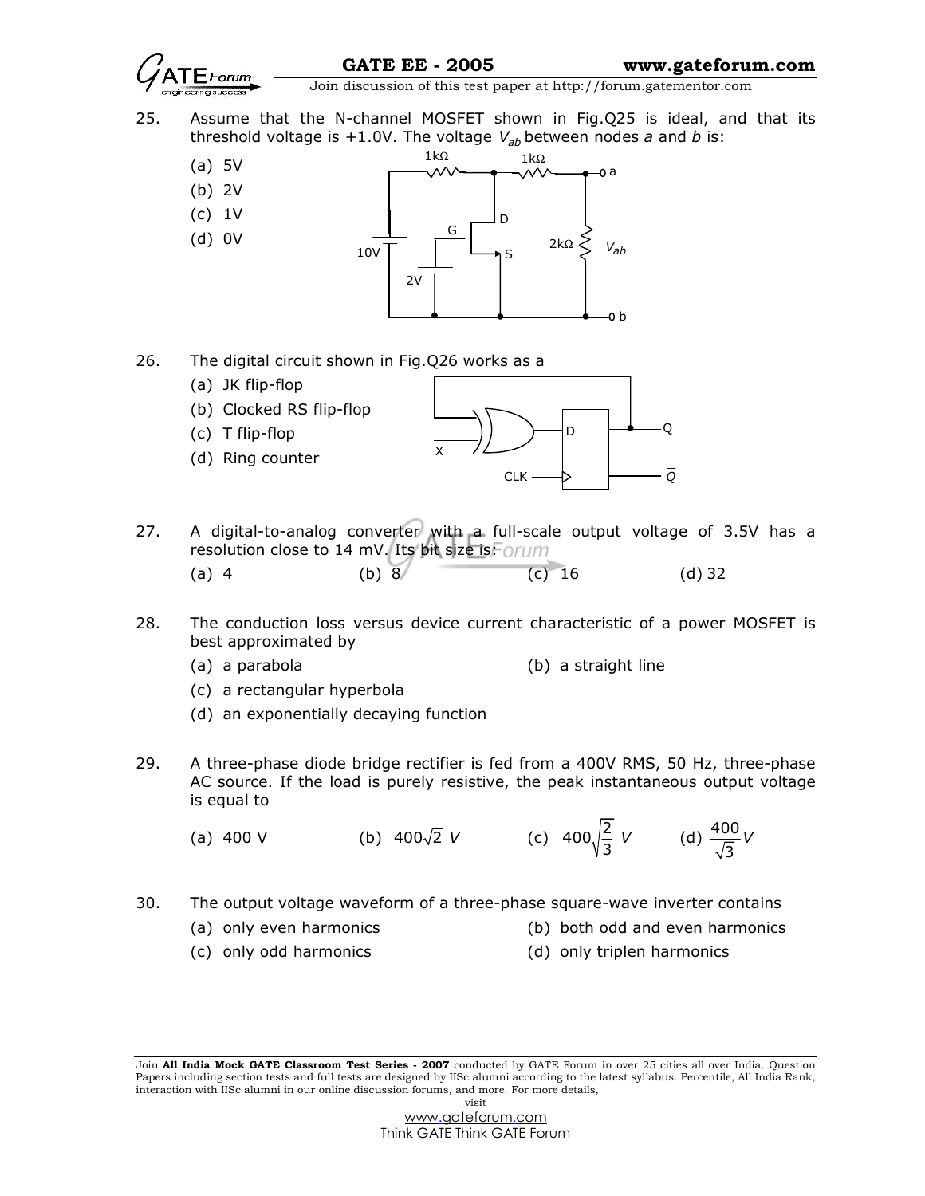25. Assume that the N-channel MOSFET shown in Fig.Q25 is ideal, and that its threshold voltage is +1.0V. The voltage $V_{ab}$ between nodes *a* and *b* is:

 (a) 5V
 (b) 2V
 (c) 1V
 (d) 0V

26. The digital circuit shown in Fig.Q26 works as a

 (a) JK flip-flop
 (b) Clocked RS flip-flop
 (c) T flip-flop
 (d) Ring counter

27. A digital-to-analog converter with a full-scale output voltage of 3.5V has a resolution close to 14 mV. Its bit size is:

 (a) 4 (b) 8 (c) 16 (d) 32

28. The conduction loss versus device current characteristic of a power MOSFET is best approximated by

 (a) a parabola
 (b) a straight line
 (c) a rectangular hyperbola
 (d) an exponentially decaying function

29. A three-phase diode bridge rectifier is fed from a 400V RMS, 50 Hz, three-phase AC source. If the load is purely resistive, the peak instantaneous output voltage is equal to

 (a) 400 V (b) $400\sqrt{2}\ V$ (c) $400\sqrt{\frac{2}{3}}\ V$ (d) $\frac{400}{\sqrt{3}}V$

30. The output voltage waveform of a three-phase square-wave inverter contains

 (a) only even harmonics
 (b) both odd and even harmonics
 (c) only odd harmonics
 (d) only triplen harmonics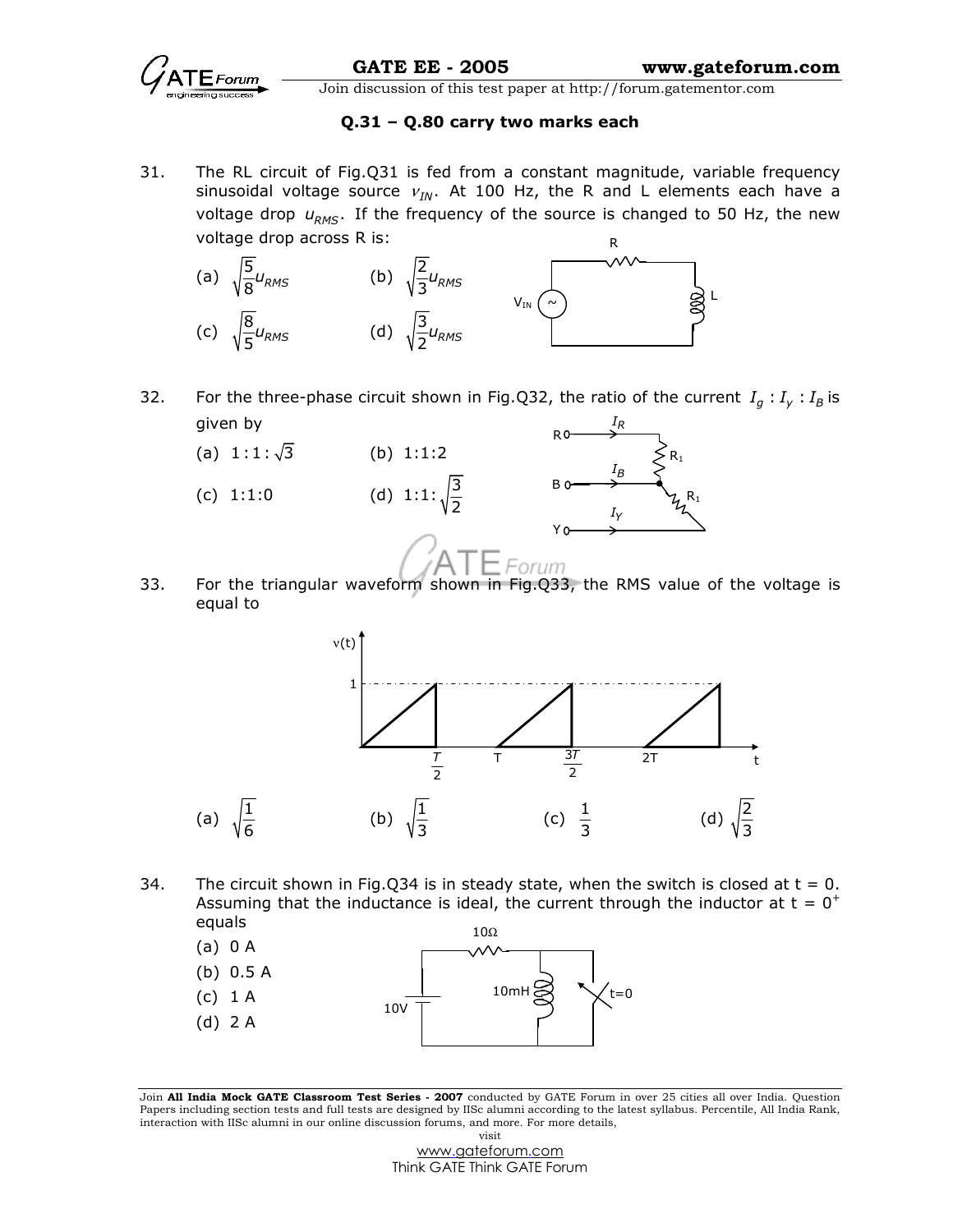**Q.31 – Q.80 carry two marks each**

31. The RL circuit of Fig.Q31 is fed from a constant magnitude, variable frequency sinusoidal voltage source $v_{IN}$. At 100 Hz, the R and L elements each have a voltage drop $u_{RMS}$. If the frequency of the source is changed to 50 Hz, the new voltage drop across R is:

   (a) $\sqrt{\frac{5}{8}}u_{RMS}$ (b) $\sqrt{\frac{2}{3}}u_{RMS}$

   (c) $\sqrt{\frac{8}{5}}u_{RMS}$ (d) $\sqrt{\frac{3}{2}}u_{RMS}$

32. For the three-phase circuit shown in Fig.Q32, the ratio of the current $I_g : I_y : I_B$ is given by

   (a) $1:1:\sqrt{3}$ (b) 1:1:2

   (c) 1:1:0 (d) $1:1:\sqrt{\frac{3}{2}}$

33. For the triangular waveform shown in Fig.Q33, the RMS value of the voltage is equal to

   (a) $\sqrt{\frac{1}{6}}$ (b) $\sqrt{\frac{1}{3}}$ (c) $\frac{1}{3}$ (d) $\sqrt{\frac{2}{3}}$

34. The circuit shown in Fig.Q34 is in steady state, when the switch is closed at t = 0. Assuming that the inductance is ideal, the current through the inductor at t = $0^+$ equals

   (a) 0 A

   (b) 0.5 A

   (c) 1 A

   (d) 2 A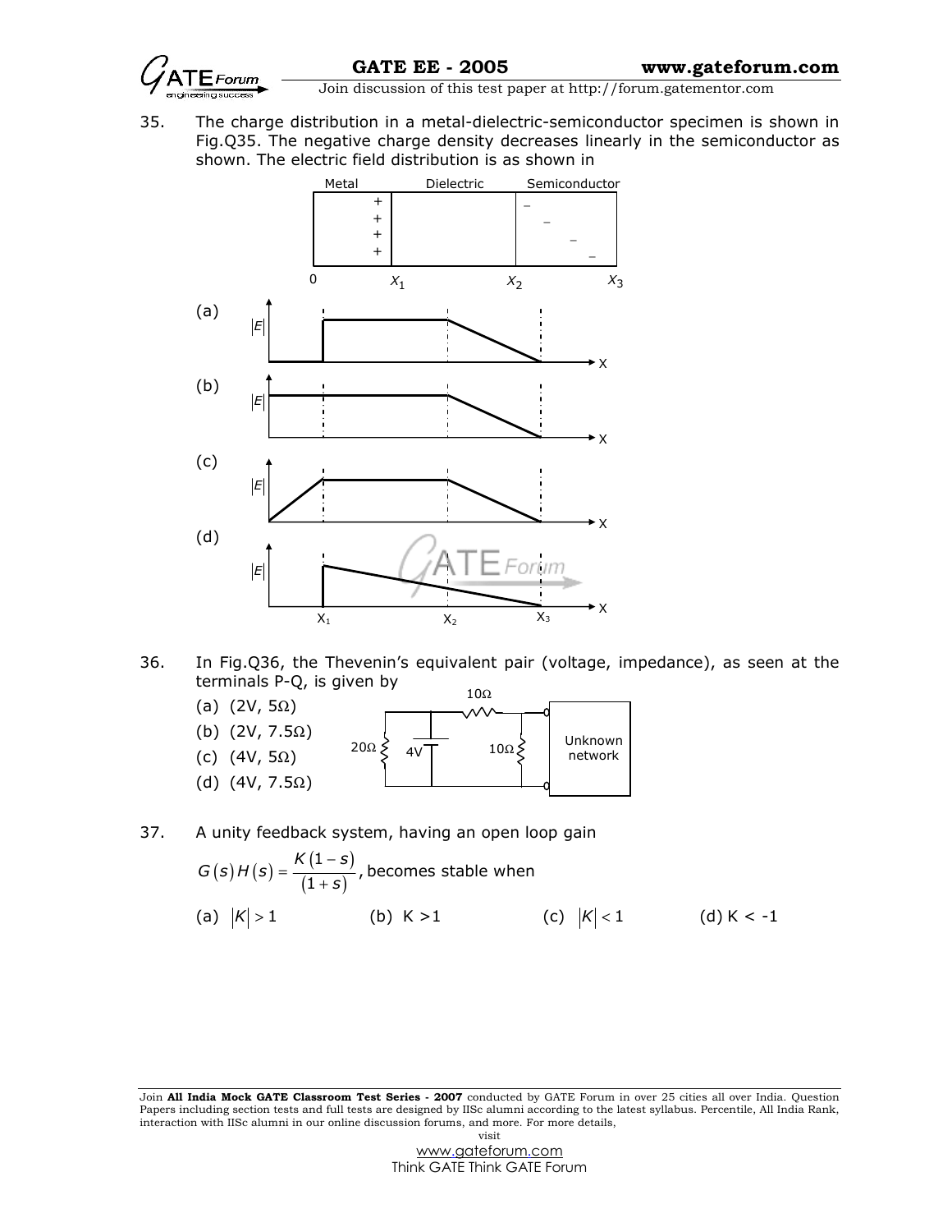35. The charge distribution in a metal-dielectric-semiconductor specimen is shown in Fig.Q35. The negative charge density decreases linearly in the semiconductor as shown. The electric field distribution is as shown in

(a)

(b)

(c)

(d)

36. In Fig.Q36, the Thevenin's equivalent pair (voltage, impedance), as seen at the terminals P-Q, is given by

(a) (2V, 5Ω)

(b) (2V, 7.5Ω)

(c) (4V, 5Ω)

(d) (4V, 7.5Ω)

37. A unity feedback system, having an open loop gain

$G(s)H(s) = \frac{K(1-s)}{(1+s)}$, becomes stable when

(a) $|K| > 1$ (b) $K > 1$ (c) $|K| < 1$ (d) $K < -1$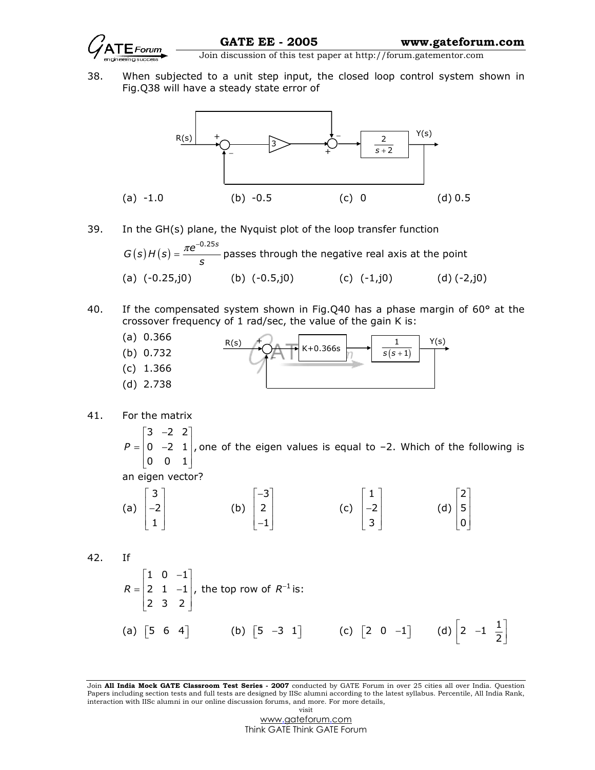38. When subjected to a unit step input, the closed loop control system shown in Fig.Q38 will have a steady state error of

(a) -1.0 (b) -0.5 (c) 0 (d) 0.5

39. In the GH(s) plane, the Nyquist plot of the loop transfer function

$G(s)H(s) = \dfrac{\pi e^{-0.25s}}{s}$ passes through the negative real axis at the point

(a) (-0.25,j0) (b) (-0.5,j0) (c) (-1,j0) (d) (-2,j0)

40. If the compensated system shown in Fig.Q40 has a phase margin of 60° at the crossover frequency of 1 rad/sec, the value of the gain K is:

(a) 0.366
(b) 0.732
(c) 1.366
(d) 2.738

41. For the matrix

$$P = \begin{bmatrix} 3 & -2 & 2 \\ 0 & -2 & 1 \\ 0 & 0 & 1 \end{bmatrix}$$, one of the eigen values is equal to –2. Which of the following is an eigen vector?

(a) $\begin{bmatrix} 3 \\ -2 \\ 1 \end{bmatrix}$ (b) $\begin{bmatrix} -3 \\ 2 \\ -1 \end{bmatrix}$ (c) $\begin{bmatrix} 1 \\ -2 \\ 3 \end{bmatrix}$ (d) $\begin{bmatrix} 2 \\ 5 \\ 0 \end{bmatrix}$

42. If

$$R = \begin{bmatrix} 1 & 0 & -1 \\ 2 & 1 & -1 \\ 2 & 3 & 2 \end{bmatrix}$$, the top row of $R^{-1}$ is:

(a) $\begin{bmatrix} 5 & 6 & 4 \end{bmatrix}$ (b) $\begin{bmatrix} 5 & -3 & 1 \end{bmatrix}$ (c) $\begin{bmatrix} 2 & 0 & -1 \end{bmatrix}$ (d) $\begin{bmatrix} 2 & -1 & \frac{1}{2} \end{bmatrix}$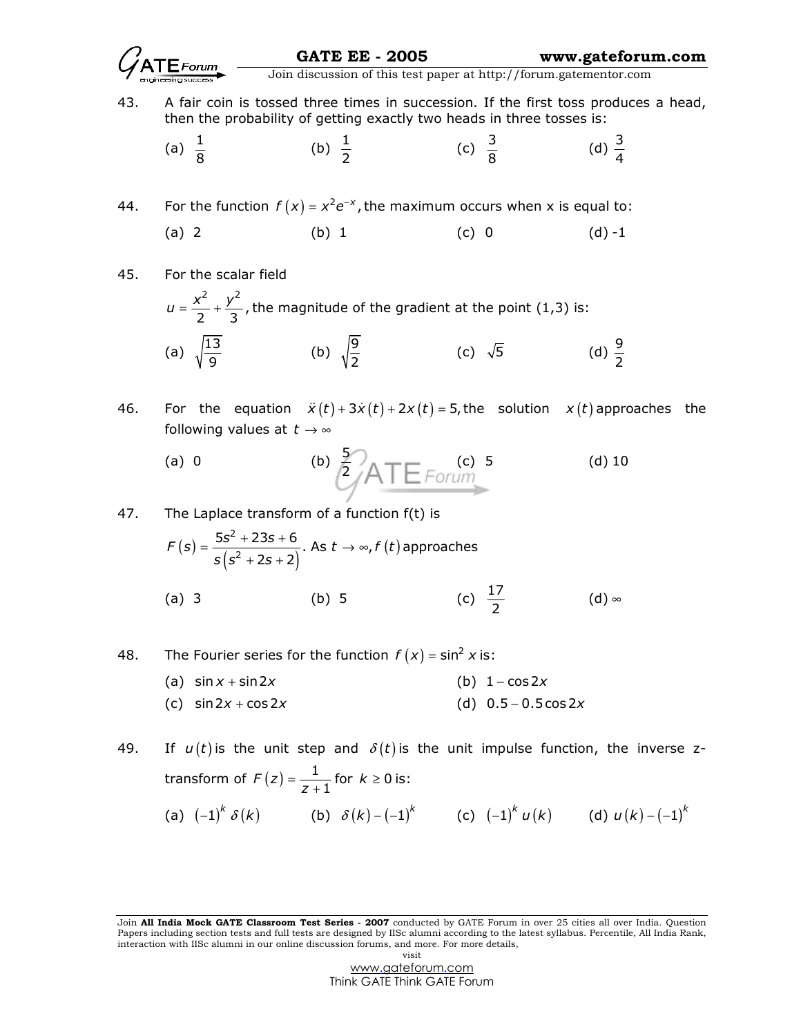43. A fair coin is tossed three times in succession. If the first toss produces a head, then the probability of getting exactly two heads in three tosses is:

(a) $\frac{1}{8}$ (b) $\frac{1}{2}$ (c) $\frac{3}{8}$ (d) $\frac{3}{4}$

44. For the function $f(x) = x^2e^{-x}$, the maximum occurs when x is equal to:

(a) 2 (b) 1 (c) 0 (d) -1

45. For the scalar field

$u = \frac{x^2}{2} + \frac{y^2}{3}$, the magnitude of the gradient at the point (1,3) is:

(a) $\sqrt{\frac{13}{9}}$ (b) $\sqrt{\frac{9}{2}}$ (c) $\sqrt{5}$ (d) $\frac{9}{2}$

46. For the equation $\ddot{x}(t) + 3\dot{x}(t) + 2x(t) = 5$, the solution $x(t)$ approaches the following values at $t \to \infty$

(a) 0 (b) $\frac{5}{2}$ (c) 5 (d) 10

47. The Laplace transform of a function f(t) is

$F(s) = \frac{5s^2 + 23s + 6}{s(s^2 + 2s + 2)}$. As $t \to \infty, f(t)$ approaches

(a) 3 (b) 5 (c) $\frac{17}{2}$ (d) $\infty$

48. The Fourier series for the function $f(x) = \sin^2 x$ is:

(a) $\sin x + \sin 2x$ (b) $1 - \cos 2x$

(c) $\sin 2x + \cos 2x$ (d) $0.5 - 0.5\cos 2x$

49. If $u(t)$ is the unit step and $\delta(t)$ is the unit impulse function, the inverse z-transform of $F(z) = \frac{1}{z+1}$ for $k \geq 0$ is:

(a) $(-1)^k \delta(k)$ (b) $\delta(k) - (-1)^k$ (c) $(-1)^k u(k)$ (d) $u(k) - (-1)^k$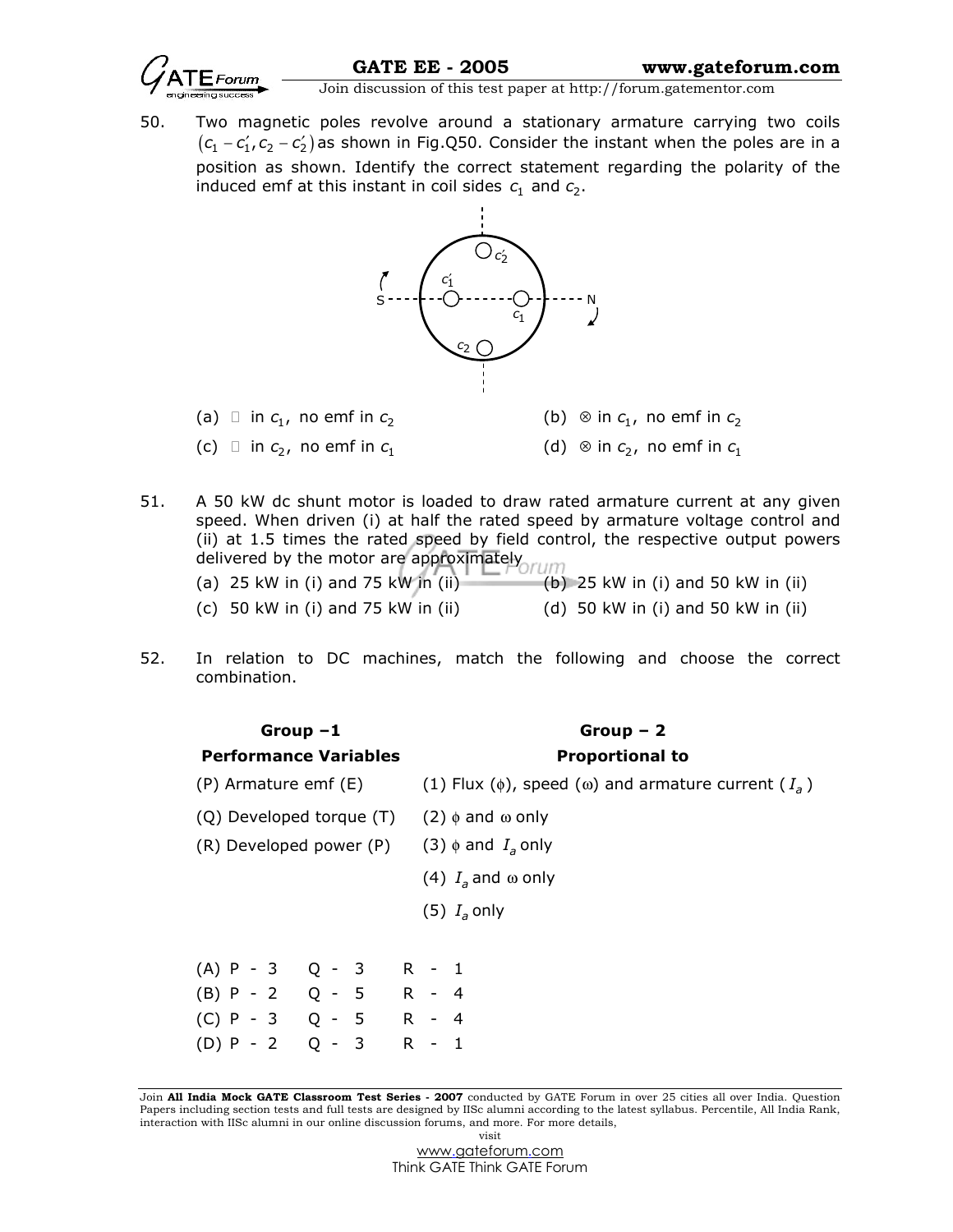50. Two magnetic poles revolve around a stationary armature carrying two coils $(c_1 - c_1', c_2 - c_2')$ as shown in Fig.Q50. Consider the instant when the poles are in a position as shown. Identify the correct statement regarding the polarity of the induced emf at this instant in coil sides $c_1$ and $c_2$.

(a) ⊙ in $c_1$, no emf in $c_2$ (b) ⊗ in $c_1$, no emf in $c_2$

(c) ⊙ in $c_2$, no emf in $c_1$ (d) ⊗ in $c_2$, no emf in $c_1$

51. A 50 kW dc shunt motor is loaded to draw rated armature current at any given speed. When driven (i) at half the rated speed by armature voltage control and (ii) at 1.5 times the rated speed by field control, the respective output powers delivered by the motor are approximately

(a) 25 kW in (i) and 75 kW in (ii) (b) 25 kW in (i) and 50 kW in (ii)

(c) 50 kW in (i) and 75 kW in (ii) (d) 50 kW in (i) and 50 kW in (ii)

52. In relation to DC machines, match the following and choose the correct combination.

| **Group –1 Performance Variables** | **Group – 2 Proportional to** |
|---|---|
| (P) Armature emf (E) | (1) Flux ($\phi$), speed ($\omega$) and armature current ($I_a$) |
| (Q) Developed torque (T) | (2) $\phi$ and $\omega$ only |
| (R) Developed power (P) | (3) $\phi$ and $I_a$ only |
| | (4) $I_a$ and $\omega$ only |
| | (5) $I_a$ only |

(A) P - 3 Q - 3 R - 1

(B) P - 2 Q - 5 R - 4

(C) P - 3 Q - 5 R - 4

(D) P - 2 Q - 3 R - 1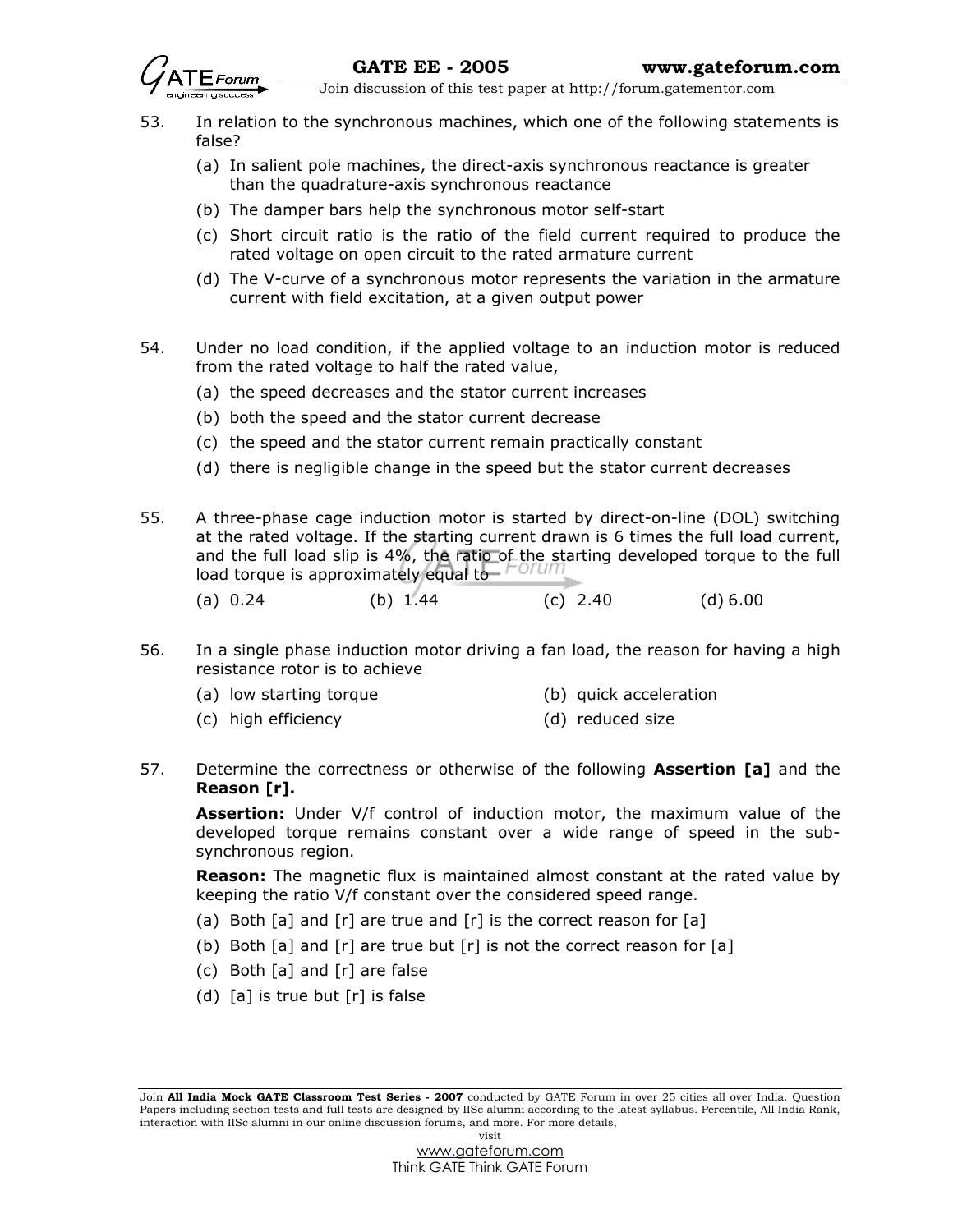53. In relation to the synchronous machines, which one of the following statements is false?

   (a) In salient pole machines, the direct-axis synchronous reactance is greater than the quadrature-axis synchronous reactance

   (b) The damper bars help the synchronous motor self-start

   (c) Short circuit ratio is the ratio of the field current required to produce the rated voltage on open circuit to the rated armature current

   (d) The V-curve of a synchronous motor represents the variation in the armature current with field excitation, at a given output power

54. Under no load condition, if the applied voltage to an induction motor is reduced from the rated voltage to half the rated value,

   (a) the speed decreases and the stator current increases

   (b) both the speed and the stator current decrease

   (c) the speed and the stator current remain practically constant

   (d) there is negligible change in the speed but the stator current decreases

55. A three-phase cage induction motor is started by direct-on-line (DOL) switching at the rated voltage. If the starting current drawn is 6 times the full load current, and the full load slip is 4%, the ratio of the starting developed torque to the full load torque is approximately equal to

   (a) 0.24 (b) 1.44 (c) 2.40 (d) 6.00

56. In a single phase induction motor driving a fan load, the reason for having a high resistance rotor is to achieve

   (a) low starting torque (b) quick acceleration

   (c) high efficiency (d) reduced size

57. Determine the correctness or otherwise of the following **Assertion [a]** and the **Reason [r].**

   **Assertion:** Under V/f control of induction motor, the maximum value of the developed torque remains constant over a wide range of speed in the sub-synchronous region.

   **Reason:** The magnetic flux is maintained almost constant at the rated value by keeping the ratio V/f constant over the considered speed range.

   (a) Both [a] and [r] are true and [r] is the correct reason for [a]

   (b) Both [a] and [r] are true but [r] is not the correct reason for [a]

   (c) Both [a] and [r] are false

   (d) [a] is true but [r] is false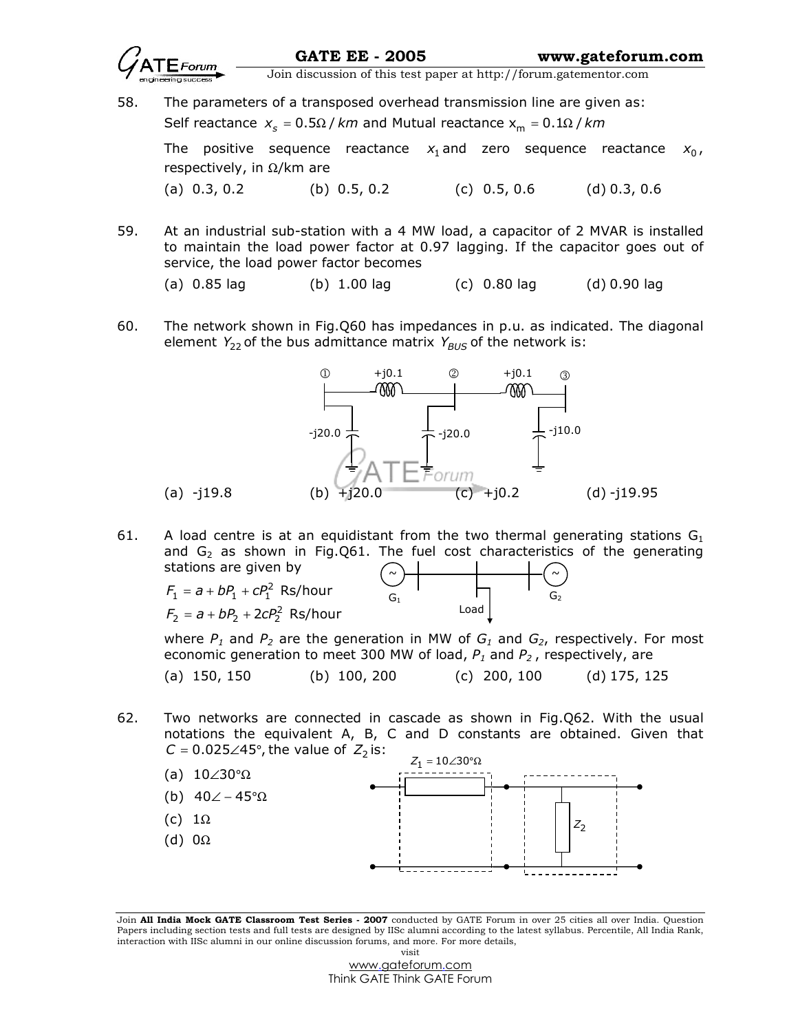58. The parameters of a transposed overhead transmission line are given as:
Self reactance $x_s = 0.5\Omega / km$ and Mutual reactance $x_m = 0.1\Omega / km$

The positive sequence reactance $x_1$ and zero sequence reactance $x_0$, respectively, in $\Omega$/km are

(a) 0.3, 0.2 (b) 0.5, 0.2 (c) 0.5, 0.6 (d) 0.3, 0.6

59. At an industrial sub-station with a 4 MW load, a capacitor of 2 MVAR is installed to maintain the load power factor at 0.97 lagging. If the capacitor goes out of service, the load power factor becomes

(a) 0.85 lag (b) 1.00 lag (c) 0.80 lag (d) 0.90 lag

60. The network shown in Fig.Q60 has impedances in p.u. as indicated. The diagonal element $Y_{22}$ of the bus admittance matrix $Y_{BUS}$ of the network is:

(a) -j19.8 (b) +j20.0 (c) +j0.2 (d) -j19.95

61. A load centre is at an equidistant from the two thermal generating stations $G_1$ and $G_2$ as shown in Fig.Q61. The fuel cost characteristics of the generating stations are given by

$F_1 = a + bP_1 + cP_1^2$ Rs/hour

$F_2 = a + bP_2 + 2cP_2^2$ Rs/hour

where $P_1$ and $P_2$ are the generation in MW of $G_1$ and $G_2$, respectively. For most economic generation to meet 300 MW of load, $P_1$ and $P_2$, respectively, are

(a) 150, 150 (b) 100, 200 (c) 200, 100 (d) 175, 125

62. Two networks are connected in cascade as shown in Fig.Q62. With the usual notations the equivalent A, B, C and D constants are obtained. Given that $C = 0.025\angle 45°$, the value of $Z_2$ is:

(a) $10\angle 30°\Omega$

(b) $40\angle -45°\Omega$

(c) $1\Omega$

(d) $0\Omega$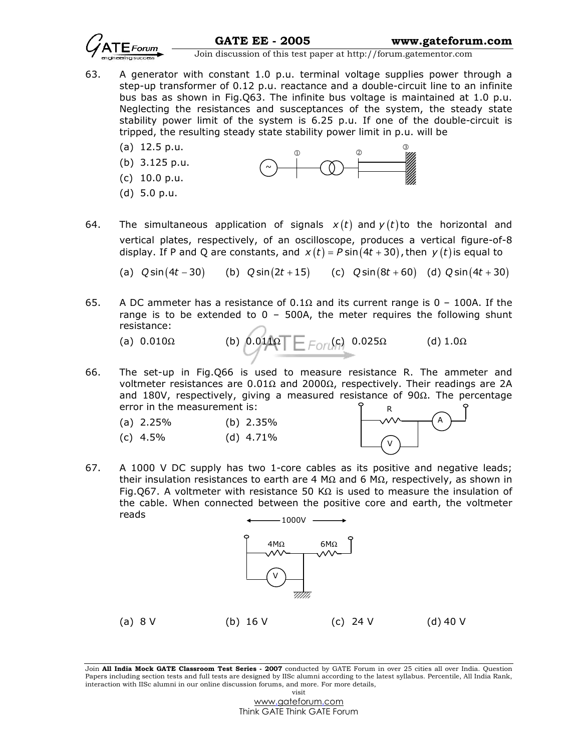63. A generator with constant 1.0 p.u. terminal voltage supplies power through a step-up transformer of 0.12 p.u. reactance and a double-circuit line to an infinite bus bas as shown in Fig.Q63. The infinite bus voltage is maintained at 1.0 p.u. Neglecting the resistances and susceptances of the system, the steady state stability power limit of the system is 6.25 p.u. If one of the double-circuit is tripped, the resulting steady state stability power limit in p.u. will be

   (a) 12.5 p.u.
   (b) 3.125 p.u.
   (c) 10.0 p.u.
   (d) 5.0 p.u.

64. The simultaneous application of signals $x(t)$ and $y(t)$ to the horizontal and vertical plates, respectively, of an oscilloscope, produces a vertical figure-of-8 display. If P and Q are constants, and $x(t) = P\sin(4t + 30)$, then $y(t)$ is equal to

   (a) $Q\sin(4t - 30)$ (b) $Q\sin(2t + 15)$ (c) $Q\sin(8t + 60)$ (d) $Q\sin(4t + 30)$

65. A DC ammeter has a resistance of 0.1Ω and its current range is 0 – 100A. If the range is to be extended to 0 – 500A, the meter requires the following shunt resistance:

   (a) 0.010Ω (b) 0.011Ω (c) 0.025Ω (d) 1.0Ω

66. The set-up in Fig.Q66 is used to measure resistance R. The ammeter and voltmeter resistances are 0.01Ω and 2000Ω, respectively. Their readings are 2A and 180V, respectively, giving a measured resistance of 90Ω. The percentage error in the measurement is:

   (a) 2.25% (b) 2.35%
   (c) 4.5% (d) 4.71%

67. A 1000 V DC supply has two 1-core cables as its positive and negative leads; their insulation resistances to earth are 4 MΩ and 6 MΩ, respectively, as shown in Fig.Q67. A voltmeter with resistance 50 KΩ is used to measure the insulation of the cable. When connected between the positive core and earth, the voltmeter reads

   (a) 8 V (b) 16 V (c) 24 V (d) 40 V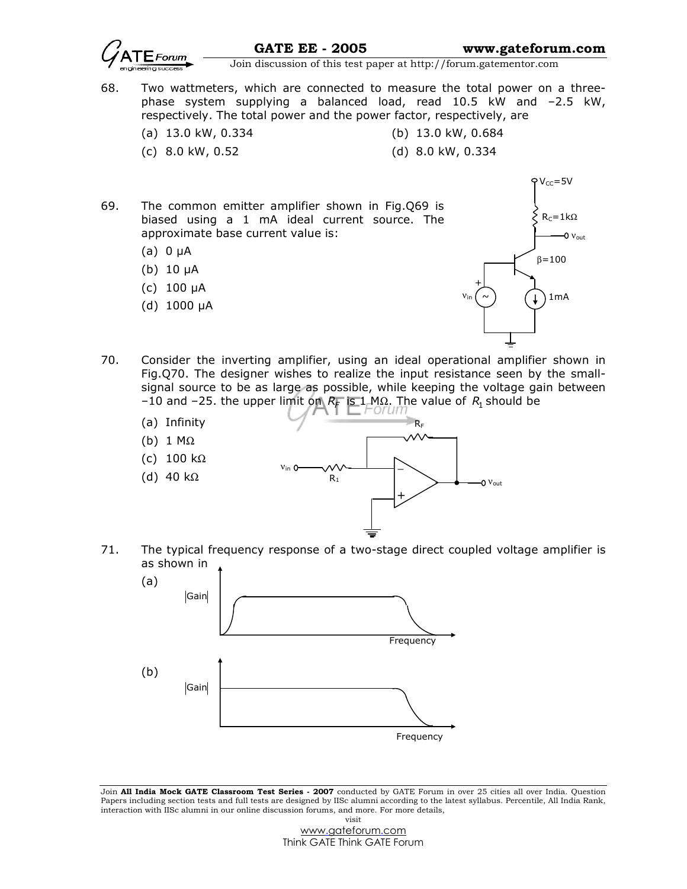68. Two wattmeters, which are connected to measure the total power on a three-phase system supplying a balanced load, read 10.5 kW and –2.5 kW, respectively. The total power and the power factor, respectively, are

    (a) 13.0 kW, 0.334
    (b) 13.0 kW, 0.684
    (c) 8.0 kW, 0.52
    (d) 8.0 kW, 0.334

69. The common emitter amplifier shown in Fig.Q69 is biased using a 1 mA ideal current source. The approximate base current value is:

    (a) 0 μA
    (b) 10 μA
    (c) 100 μA
    (d) 1000 μA

$V_{CC}=5V$, $R_C=1k\Omega$, $v_{out}$, $\beta=100$, $v_{in}$, 1mA

70. Consider the inverting amplifier, using an ideal operational amplifier shown in Fig.Q70. The designer wishes to realize the input resistance seen by the small-signal source to be as large as possible, while keeping the voltage gain between –10 and –25. the upper limit on $R_F$ is 1 MΩ. The value of $R_1$ should be

    (a) Infinity
    (b) 1 MΩ
    (c) 100 kΩ
    (d) 40 kΩ

$R_F$, $v_{in}$, $R_1$, $v_{out}$

71. The typical frequency response of a two-stage direct coupled voltage amplifier is as shown in

    (a) |Gain| vs Frequency

    (b) |Gain| vs Frequency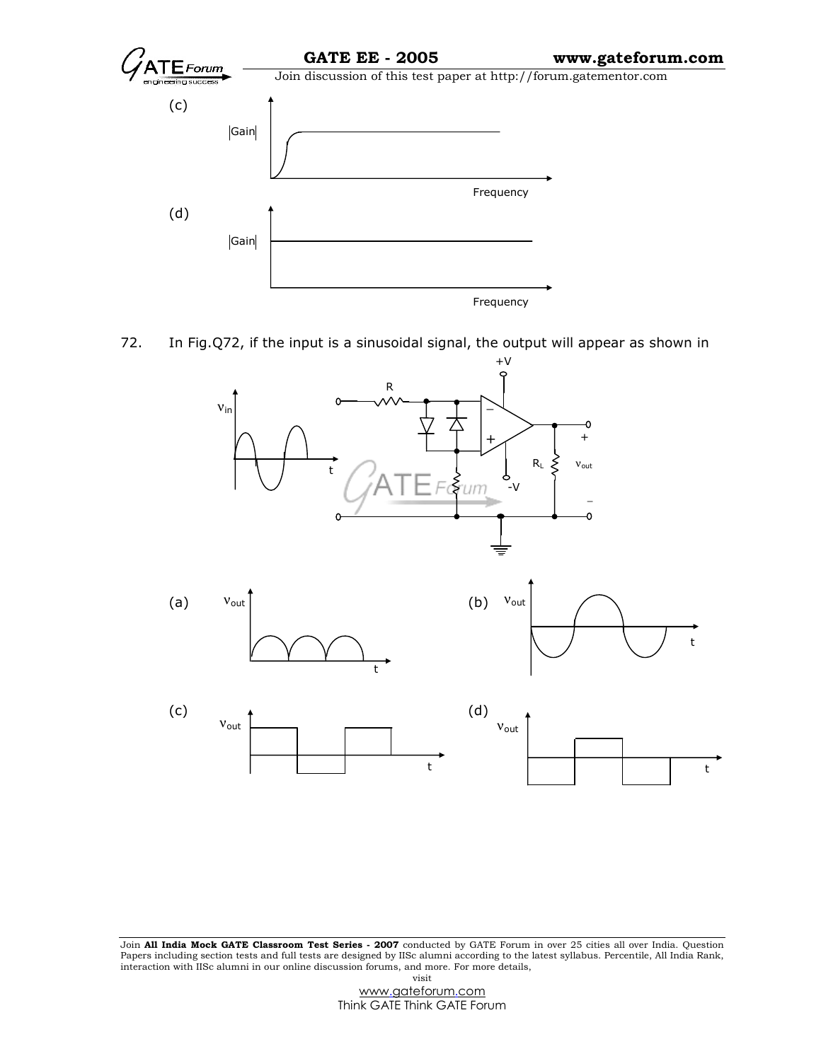(c)

(d)

72. In Fig.Q72, if the input is a sinusoidal signal, the output will appear as shown in

(a)

(b)

(c)

(d)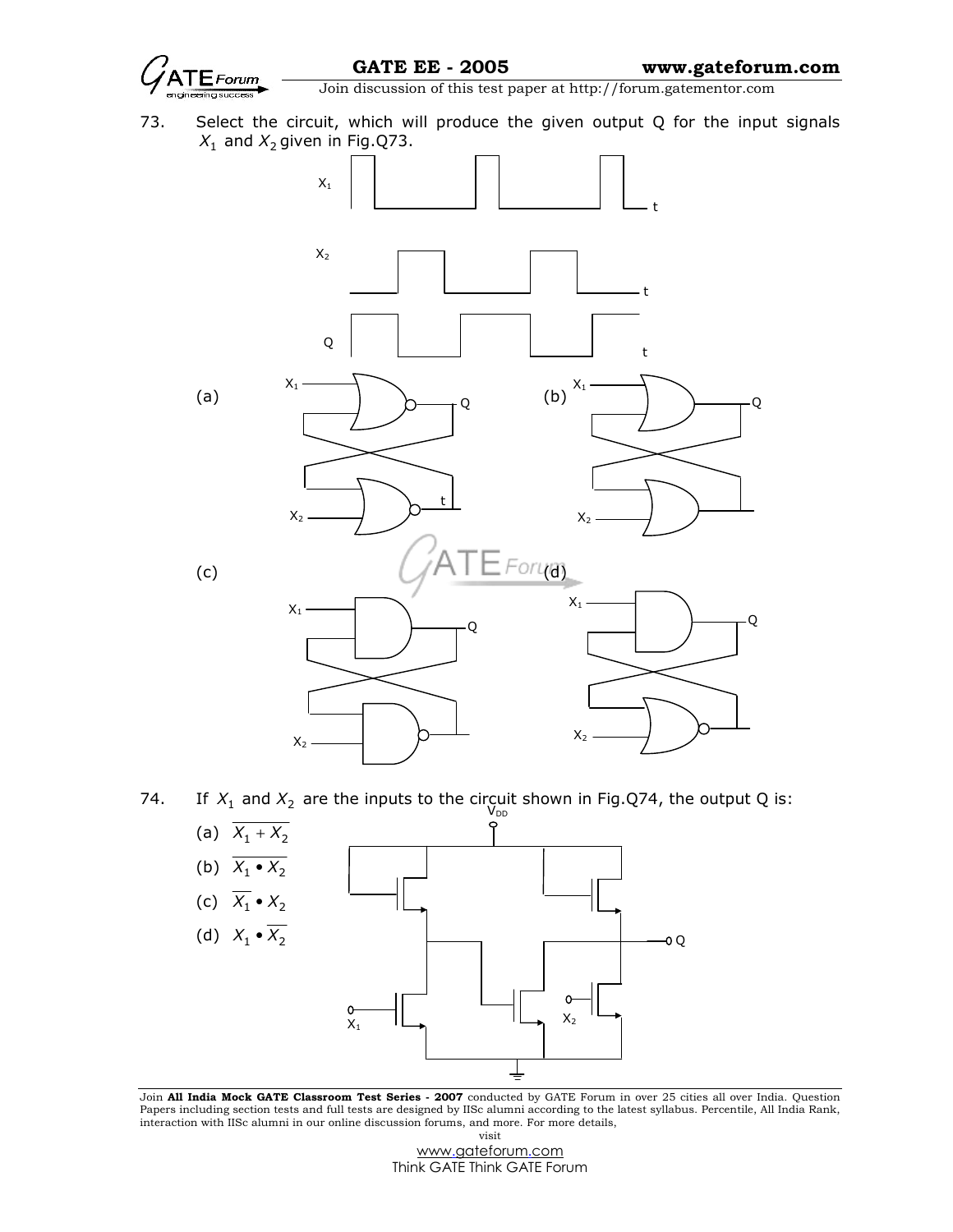73. Select the circuit, which will produce the given output Q for the input signals $X_1$ and $X_2$ given in Fig.Q73.

(a)

(b)

(c)

(d)

74. If $X_1$ and $X_2$ are the inputs to the circuit shown in Fig.Q74, the output Q is:

(a) $\overline{X_1 + X_2}$

(b) $\overline{X_1 \bullet X_2}$

(c) $\overline{X_1} \bullet X_2$

(d) $X_1 \bullet \overline{X_2}$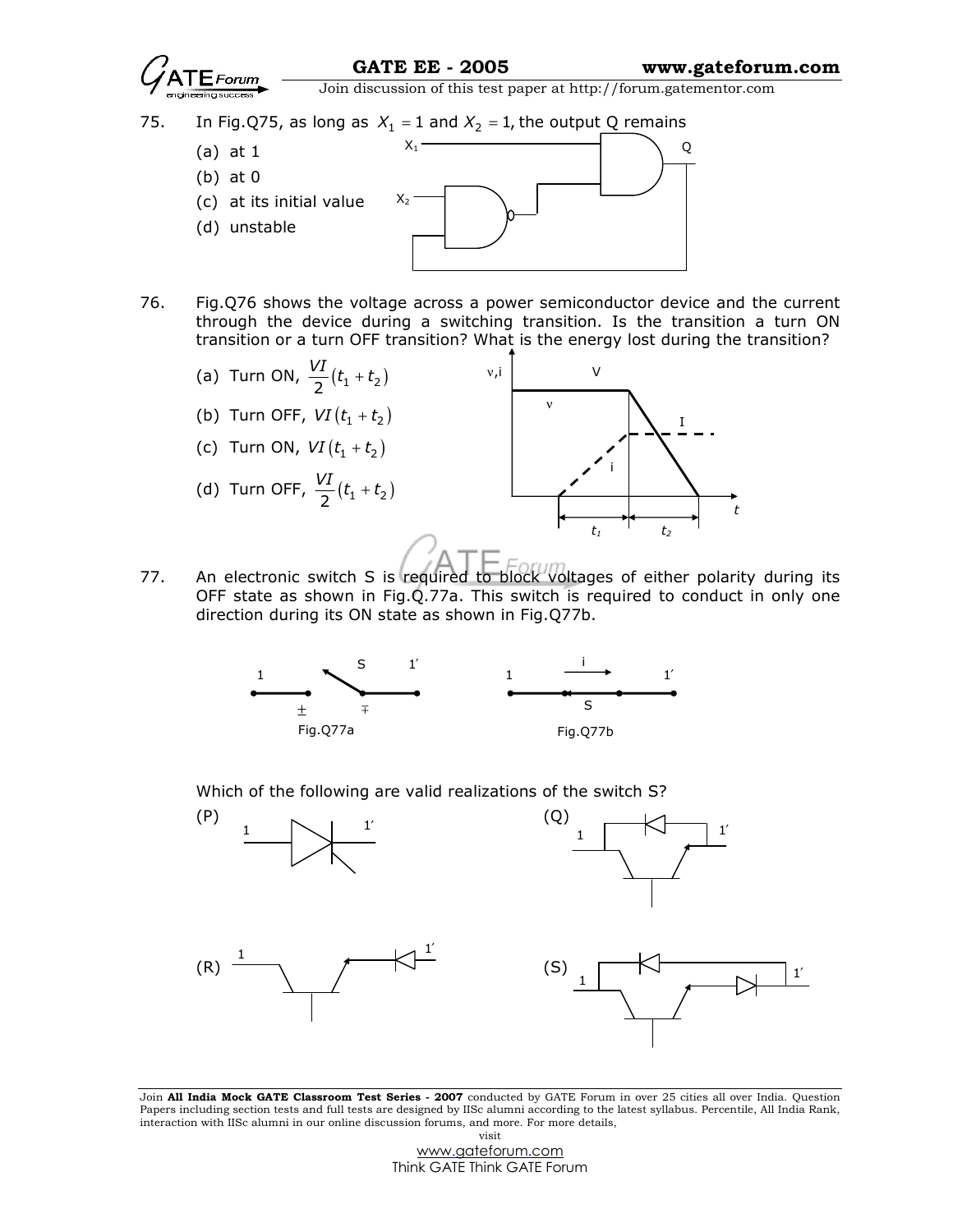75. In Fig.Q75, as long as $X_1 = 1$ and $X_2 = 1$, the output Q remains

   (a) at 1
   (b) at 0
   (c) at its initial value
   (d) unstable

76. Fig.Q76 shows the voltage across a power semiconductor device and the current through the device during a switching transition. Is the transition a turn ON transition or a turn OFF transition? What is the energy lost during the transition?

   (a) Turn ON, $\frac{VI}{2}(t_1 + t_2)$
   (b) Turn OFF, $VI(t_1 + t_2)$
   (c) Turn ON, $VI(t_1 + t_2)$
   (d) Turn OFF, $\frac{VI}{2}(t_1 + t_2)$

77. An electronic switch S is required to block voltages of either polarity during its OFF state as shown in Fig.Q.77a. This switch is required to conduct in only one direction during its ON state as shown in Fig.Q77b.

Fig.Q77a

Fig.Q77b

Which of the following are valid realizations of the switch S?

(P) (Q)

(R) (S)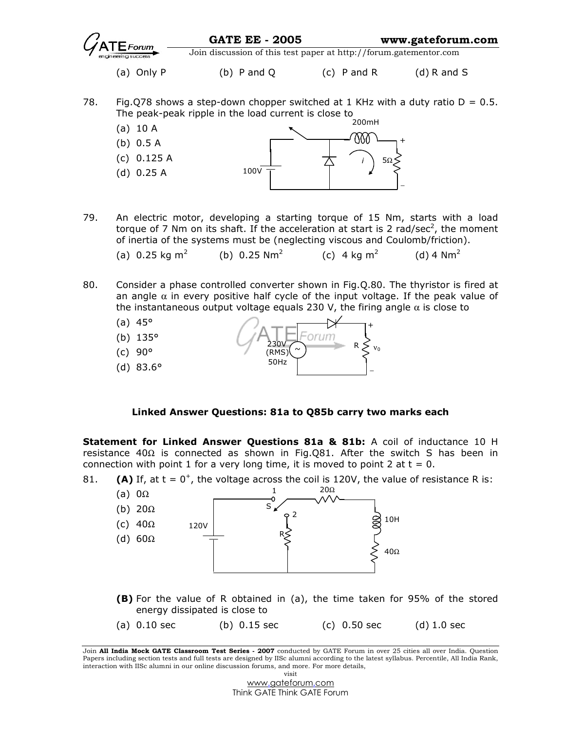(a) Only P (b) P and Q (c) P and R (d) R and S

78. Fig.Q78 shows a step-down chopper switched at 1 KHz with a duty ratio D = 0.5. The peak-peak ripple in the load current is close to

(a) 10 A
(b) 0.5 A
(c) 0.125 A
(d) 0.25 A

79. An electric motor, developing a starting torque of 15 Nm, starts with a load torque of 7 Nm on its shaft. If the acceleration at start is 2 rad/sec$^2$, the moment of inertia of the systems must be (neglecting viscous and Coulomb/friction).

(a) 0.25 kg m$^2$ (b) 0.25 Nm$^2$ (c) 4 kg m$^2$ (d) 4 Nm$^2$

80. Consider a phase controlled converter shown in Fig.Q.80. The thyristor is fired at an angle $\alpha$ in every positive half cycle of the input voltage. If the peak value of the instantaneous output voltage equals 230 V, the firing angle $\alpha$ is close to

(a) 45°
(b) 135°
(c) 90°
(d) 83.6°

**Linked Answer Questions: 81a to Q85b carry two marks each**

**Statement for Linked Answer Questions 81a & 81b:** A coil of inductance 10 H resistance 40Ω is connected as shown in Fig.Q81. After the switch S has been in connection with point 1 for a very long time, it is moved to point 2 at t = 0.

81. **(A)** If, at t = 0$^+$, the voltage across the coil is 120V, the value of resistance R is:

(a) 0Ω
(b) 20Ω
(c) 40Ω
(d) 60Ω

**(B)** For the value of R obtained in (a), the time taken for 95% of the stored energy dissipated is close to

(a) 0.10 sec (b) 0.15 sec (c) 0.50 sec (d) 1.0 sec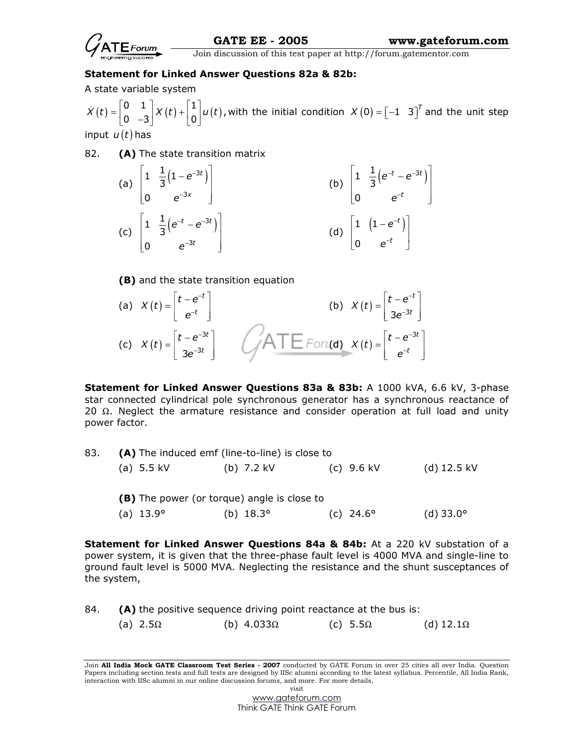**Statement for Linked Answer Questions 82a & 82b:**

A state variable system

$\dot{X}(t) = \begin{bmatrix} 0 & 1 \\ 0 & -3 \end{bmatrix} X(t) + \begin{bmatrix} 1 \\ 0 \end{bmatrix} u(t)$, with the initial condition $X(0) = \begin{bmatrix} -1 & 3 \end{bmatrix}^T$ and the unit step input $u(t)$ has

82. **(A)** The state transition matrix

(a) $\begin{bmatrix} 1 & \frac{1}{3}\left(1 - e^{-3t}\right) \\ 0 & e^{-3x} \end{bmatrix}$

(b) $\begin{bmatrix} 1 & \frac{1}{3}\left(e^{-t} - e^{-3t}\right) \\ 0 & e^{-t} \end{bmatrix}$

(c) $\begin{bmatrix} 1 & \frac{1}{3}\left(e^{-t} - e^{-3t}\right) \\ 0 & e^{-3t} \end{bmatrix}$

(d) $\begin{bmatrix} 1 & \left(1 - e^{-t}\right) \\ 0 & e^{-t} \end{bmatrix}$

**(B)** and the state transition equation

(a) $X(t) = \begin{bmatrix} t - e^{-t} \\ e^{-t} \end{bmatrix}$

(b) $X(t) = \begin{bmatrix} t - e^{-t} \\ 3e^{-3t} \end{bmatrix}$

(c) $X(t) = \begin{bmatrix} t - e^{-3t} \\ 3e^{-3t} \end{bmatrix}$

(d) $X(t) = \begin{bmatrix} t - e^{-3t} \\ e^{-t} \end{bmatrix}$

**Statement for Linked Answer Questions 83a & 83b:** A 1000 kVA, 6.6 kV, 3-phase star connected cylindrical pole synchronous generator has a synchronous reactance of 20 Ω. Neglect the armature resistance and consider operation at full load and unity power factor.

83. **(A)** The induced emf (line-to-line) is close to

(a) 5.5 kV (b) 7.2 kV (c) 9.6 kV (d) 12.5 kV

**(B)** The power (or torque) angle is close to

(a) 13.9° (b) 18.3° (c) 24.6° (d) 33.0°

**Statement for Linked Answer Questions 84a & 84b:** At a 220 kV substation of a power system, it is given that the three-phase fault level is 4000 MVA and single-line to ground fault level is 5000 MVA. Neglecting the resistance and the shunt susceptances of the system,

84. **(A)** the positive sequence driving point reactance at the bus is:

(a) 2.5Ω (b) 4.033Ω (c) 5.5Ω (d) 12.1Ω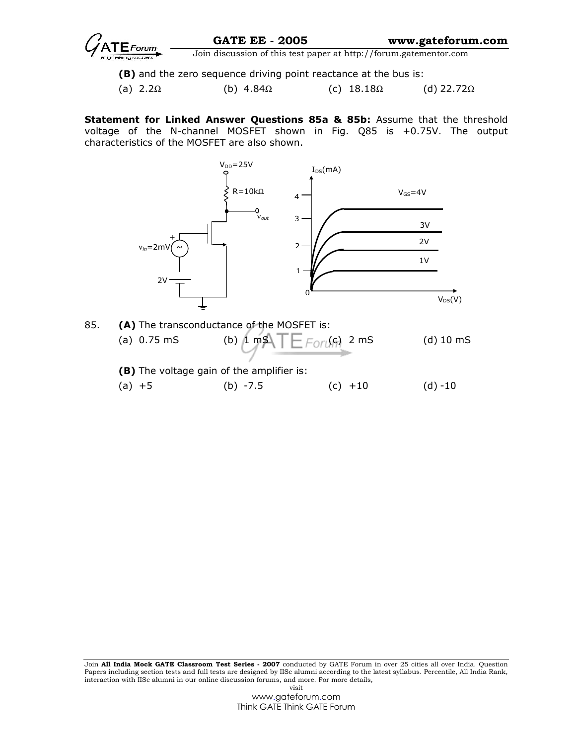**(B)** and the zero sequence driving point reactance at the bus is:

(a) 2.2Ω (b) 4.84Ω (c) 18.18Ω (d) 22.72Ω

**Statement for Linked Answer Questions 85a & 85b:** Assume that the threshold voltage of the N-channel MOSFET shown in Fig. Q85 is +0.75V. The output characteristics of the MOSFET are also shown.

$V_{DD}$=25V

R=10kΩ

$v_{out}$

$v_{in}$=2mV

2V

$I_{DS}$(mA)

4

3

2

1

0

$V_{GS}$=4V

3V

2V

1V

$V_{DS}$(V)

85. **(A)** The transconductance of the MOSFET is:

(a) 0.75 mS (b) 1 mS (c) 2 mS (d) 10 mS

**(B)** The voltage gain of the amplifier is:

(a) +5 (b) -7.5 (c) +10 (d) -10